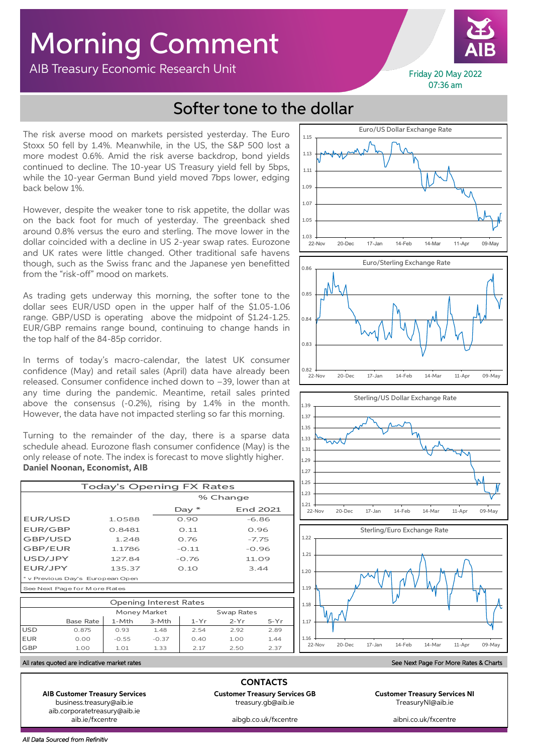# Morning Comment

AIB Treasury Economic Research Unit

Friday 20 May 2022
07:36 am

## Softer tone to the dollar

The risk averse mood on markets persisted yesterday. The Euro Stoxx 50 fell by 1.4%. Meanwhile, in the US, the S&P 500 lost a more modest 0.6%. Amid the risk averse backdrop, bond yields continued to decline. The 10-year US Treasury yield fell by 5bps, while the 10-year German Bund yield moved 7bps lower, edging back below 1%.

However, despite the weaker tone to risk appetite, the dollar was on the back foot for much of yesterday. The greenback shed around 0.8% versus the euro and sterling. The move lower in the dollar coincided with a decline in US 2-year swap rates. Eurozone and UK rates were little changed. Other traditional safe havens though, such as the Swiss franc and the Japanese yen benefitted from the "risk-off" mood on markets.

As trading gets underway this morning, the softer tone to the dollar sees EUR/USD open in the upper half of the $1.05-1.06 range. GBP/USD is operating above the midpoint of $1.24-1.25. EUR/GBP remains range bound, continuing to change hands in the top half of the 84-85p corridor.

In terms of today's macro-calendar, the latest UK consumer confidence (May) and retail sales (April) data have already been released. Consumer confidence inched down to −39, lower than at any time during the pandemic. Meantime, retail sales printed above the consensus (-0.2%), rising by 1.4% in the month. However, the data have not impacted sterling so far this morning.

Turning to the remainder of the day, there is a sparse data schedule ahead. Eurozone flash consumer confidence (May) is the only release of note. The index is forecast to move slightly higher.

**Daniel Noonan, Economist, AIB**

| Today's Opening FX Rates | | | |
|---|---|---|---|
| | | % Change | |
| | | Day * | End 2021 |
| EUR/USD | 1.0588 | 0.90 | -6.86 |
| EUR/GBP | 0.8481 | 0.11 | 0.96 |
| GBP/USD | 1.248 | 0.76 | -7.75 |
| GBP/EUR | 1.1786 | -0.11 | -0.96 |
| USD/JPY | 127.84 | -0.76 | 11.09 |
| EUR/JPY | 135.37 | 0.10 | 3.44 |

\* v Previous Day's European Open

See Next Page for More Rates

| Opening Interest Rates | | | | | | |
|---|---|---|---|---|---|---|
| | | Money Market | | Swap Rates | | |
| | Base Rate | 1-Mth | 3-Mth | 1-Yr | 2-Yr | 5-Yr |
| USD | 0.875 | 0.93 | 1.48 | 2.54 | 2.92 | 2.89 |
| EUR | 0.00 | -0.55 | -0.37 | 0.40 | 1.00 | 1.44 |
| GBP | 1.00 | 1.01 | 1.33 | 2.17 | 2.50 | 2.37 |

Euro/US Dollar Exchange Rate

Euro/Sterling Exchange Rate

Sterling/US Dollar Exchange Rate

Sterling/Euro Exchange Rate

All rates quoted are indicative market rates

See Next Page For More Rates & Charts

**CONTACTS**

**AIB Customer Treasury Services**
business.treasury@aib.ie
aib.corporatetreasury@aib.ie
aib.ie/fxcentre

**Customer Treasury Services GB**
treasury.gb@aib.ie
aibgb.co.uk/fxcentre

**Customer Treasury Services NI**
TreasuryNI@aib.ie
aibni.co.uk/fxcentre

*All Data Sourced from Refinitiv*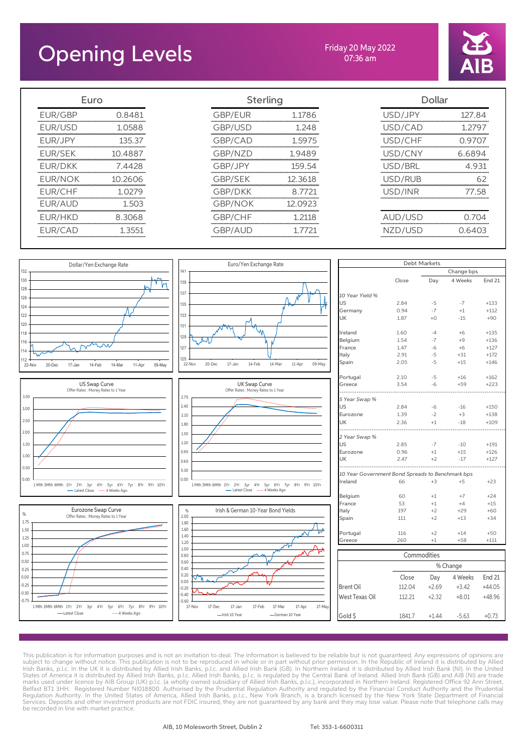# Opening Levels

Friday 20 May 2022
07:36 am

| Euro | |
|---|---|
| EUR/GBP | 0.8481 |
| EUR/USD | 1.0588 |
| EUR/JPY | 135.37 |
| EUR/SEK | 10.4887 |
| EUR/DKK | 7.4428 |
| EUR/NOK | 10.2606 |
| EUR/CHF | 1.0279 |
| EUR/AUD | 1.503 |
| EUR/HKD | 8.3068 |
| EUR/CAD | 1.3551 |

| Sterling | |
|---|---|
| GBP/EUR | 1.1786 |
| GBP/USD | 1.248 |
| GBP/CAD | 1.5975 |
| GBP/NZD | 1.9489 |
| GBP/JPY | 159.54 |
| GBP/SEK | 12.3618 |
| GBP/DKK | 8.7721 |
| GBP/NOK | 12.0923 |
| GBP/CHF | 1.2118 |
| GBP/AUD | 1.7721 |

| Dollar | |
|---|---|
| USD/JPY | 127.84 |
| USD/CAD | 1.2797 |
| USD/CHF | 0.9707 |
| USD/CNY | 6.6894 |
| USD/BRL | 4.931 |
| USD/RUB | 62 |
| USD/INR | 77.58 |
| | |
| AUD/USD | 0.704 |
| NZD/USD | 0.6403 |

Dollar/Yen Exchange Rate
132
130
128
126
124
122
120
118
116
114
112
22-Nov 20-Dec 17-Jan 14-Feb 14-Mar 11-Apr 09-May

Euro/Yen Exchange Rate
141
139
137
135
133
131
129
127
125
22-Nov 20-Dec 17-Jan 14-Feb 14-Mar 11-Apr 09-May

US Swap Curve
Offer Rates : Money Rates to 1 Year
3.50
3.00
2.50
2.00
1.50
1.00
0.50
0.00
1 Mth 3Mth 6Mth 1Yr 2Yr 3yr 4Yr 5yr 6Yr 7yr 8Yr 9Yr 10Yr
Latest Close 4 Weeks Ago

UK Swap Curve
Offer Rates : Money Rates to 1 Year
2.70
2.40
2.10
1.80
1.50
1.20
0.90
0.60
0.30
0.00
1 Mth 3Mth 6Mth 1Yr 2Yr 3yr 4Yr 5yr 6Yr 7yr 8Yr 9Yr 10Yr
Latest Close 4 Weeks Ago

Eurozone Swap Curve
Offer Rates : Money Rates to 1 Year
%
1.75
1.50
1.25
1.00
0.75
0.50
0.25
0.00
-0.25
-0.50
-0.75
1 Mth 3Mth 6Mth 1Yr 2Yr 3yr 4Yr 5yr 6Yr 7yr 8Yr 9Yr 10Yr
Latest Close 4 Weeks Ago

Irish & German 10-Year Bond Yields
%
2.00
1.80
1.60
1.40
1.20
1.00
0.80
0.60
0.40
0.20
0.00
-0.20
-0.40
-0.60
17-Nov 17-Dec 17-Jan 17-Feb 17-Mar 17-Apr 17-May
Irish 10 Year German 10 Year

| Debt Markets | | Change bps | | |
|---|---|---|---|---|
| | Close | Day | 4 Weeks | End 21 |
| *10 Year Yield %* | | | | |
| US | 2.84 | -5 | -7 | +133 |
| Germany | 0.94 | -7 | +1 | +112 |
| UK | 1.87 | +0 | -15 | +90 |
| Ireland | 1.60 | -4 | +6 | +135 |
| Belgium | 1.54 | -7 | +9 | +136 |
| France | 1.47 | -6 | +6 | +127 |
| Italy | 2.91 | -5 | +31 | +172 |
| Spain | 2.05 | -5 | +15 | +146 |
| Portugal | 2.10 | -5 | +16 | +162 |
| Greece | 3.54 | -6 | +59 | +223 |
| *5 Year Swap %* | | | | |
| US | 2.84 | -6 | -16 | +150 |
| Eurozone | 1.39 | -2 | +3 | +138 |
| UK | 2.36 | +1 | -18 | +109 |
| *2 Year Swap %* | | | | |
| US | 2.85 | -7 | -10 | +191 |
| Eurozone | 0.96 | +1 | +15 | +126 |
| UK | 2.47 | +2 | -17 | +127 |
| *10 Year Government Bond Spreads to Benchmark bps* | | | | |
| Ireland | 66 | +3 | +5 | +23 |
| Belgium | 60 | +1 | +7 | +24 |
| France | 53 | +1 | +4 | +15 |
| Italy | 197 | +2 | +29 | +60 |
| Spain | 111 | +2 | +13 | +34 |
| Portugal | 116 | +2 | +14 | +50 |
| Greece | 260 | +1 | +58 | +111 |

| Commodities | | % Change | | |
|---|---|---|---|---|
| | Close | Day | 4 Weeks | End 21 |
| Brent Oil | 112.04 | +2.69 | +3.42 | +44.05 |
| West Texas Oil | 112.21 | +2.32 | +8.01 | +48.96 |
| Gold $ | 1841.7 | +1.44 | -5.63 | +0.73 |

This publication is for information purposes and is not an invitation to deal. The information is believed to be reliable but is not guaranteed. Any expressions of opinions are subject to change without notice. This publication is not to be reproduced in whole or in part without prior permission. In the Republic of Ireland it is distributed by Allied Irish Banks, p.l.c. In the UK it is distributed by Allied Irish Banks, p.l.c. and Allied Irish Bank (GB). In Northern Ireland it is distributed by Allied Irish Bank (NI). In the United States of America it is distributed by Allied Irish Banks, p.l.c. Allied Irish Banks, p.l.c. is regulated by the Central Bank of Ireland. Allied Irish Bank (GB) and AIB (NI) are trade marks used under licence by AIB Group (UK) p.l.c. (a wholly owned subsidiary of Allied Irish Banks, p.l.c.), incorporated in Northern Ireland. Registered Office 92 Ann Street, Belfast BT1 3HH. Registered Number NI018800. Authorised by the Prudential Regulation Authority and regulated by the Financial Conduct Authority and the Prudential Regulation Authority. In the United States of America, Allied Irish Banks, p.l.c., New York Branch, is a branch licensed by the New York State Department of Financial Services. Deposits and other investment products are not FDIC insured, they are not guaranteed by any bank and they may lose value. Please note that telephone calls may be recorded in line with market practice.

AIB, 10 Molesworth Street, Dublin 2 Tel: 353-1-6600311